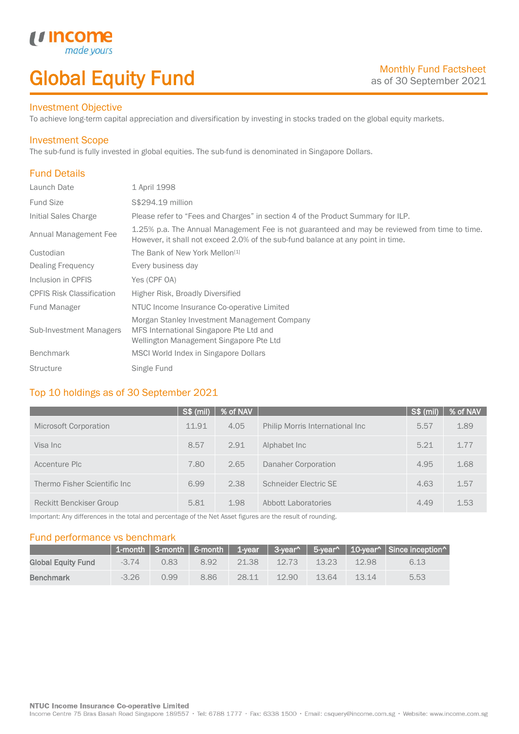# Global Equity Fund

Monthly Fund Factsheet
as of 30 September 2021

## Investment Objective

To achieve long-term capital appreciation and diversification by investing in stocks traded on the global equity markets.

## Investment Scope

The sub-fund is fully invested in global equities. The sub-fund is denominated in Singapore Dollars.

## Fund Details

| | |
|---|---|
| Launch Date | 1 April 1998 |
| Fund Size | S$294.19 million |
| Initial Sales Charge | Please refer to "Fees and Charges" in section 4 of the Product Summary for ILP. |
| Annual Management Fee | 1.25% p.a. The Annual Management Fee is not guaranteed and may be reviewed from time to time. However, it shall not exceed 2.0% of the sub-fund balance at any point in time. |
| Custodian | The Bank of New York Mellon[1] |
| Dealing Frequency | Every business day |
| Inclusion in CPFIS | Yes (CPF OA) |
| CPFIS Risk Classification | Higher Risk, Broadly Diversified |
| Fund Manager | NTUC Income Insurance Co-operative Limited |
| Sub-Investment Managers | Morgan Stanley Investment Management Company<br>MFS International Singapore Pte Ltd and<br>Wellington Management Singapore Pte Ltd |
| Benchmark | MSCI World Index in Singapore Dollars |
| Structure | Single Fund |

## Top 10 holdings as of 30 September 2021

| | S$ (mil) | % of NAV | | S$ (mil) | % of NAV |
|---|---|---|---|---|---|
| Microsoft Corporation | 11.91 | 4.05 | Philip Morris International Inc | 5.57 | 1.89 |
| Visa Inc | 8.57 | 2.91 | Alphabet Inc | 5.21 | 1.77 |
| Accenture Plc | 7.80 | 2.65 | Danaher Corporation | 4.95 | 1.68 |
| Thermo Fisher Scientific Inc | 6.99 | 2.38 | Schneider Electric SE | 4.63 | 1.57 |
| Reckitt Benckiser Group | 5.81 | 1.98 | Abbott Laboratories | 4.49 | 1.53 |

Important: Any differences in the total and percentage of the Net Asset figures are the result of rounding.

## Fund performance vs benchmark

| | 1-month | 3-month | 6-month | 1-year | 3-year^ | 5-year^ | 10-year^ | Since inception^ |
|---|---|---|---|---|---|---|---|---|
| **Global Equity Fund** | -3.74 | 0.83 | 8.92 | 21.38 | 12.73 | 13.23 | 12.98 | 6.13 |
| **Benchmark** | -3.26 | 0.99 | 8.86 | 28.11 | 12.90 | 13.64 | 13.14 | 5.53 |

**NTUC Income Insurance Co-operative Limited**
Income Centre 75 Bras Basah Road Singapore 189557 • Tel: 6788 1777 • Fax: 6338 1500 • Email: csquery@income.com.sg • Website: www.income.com.sg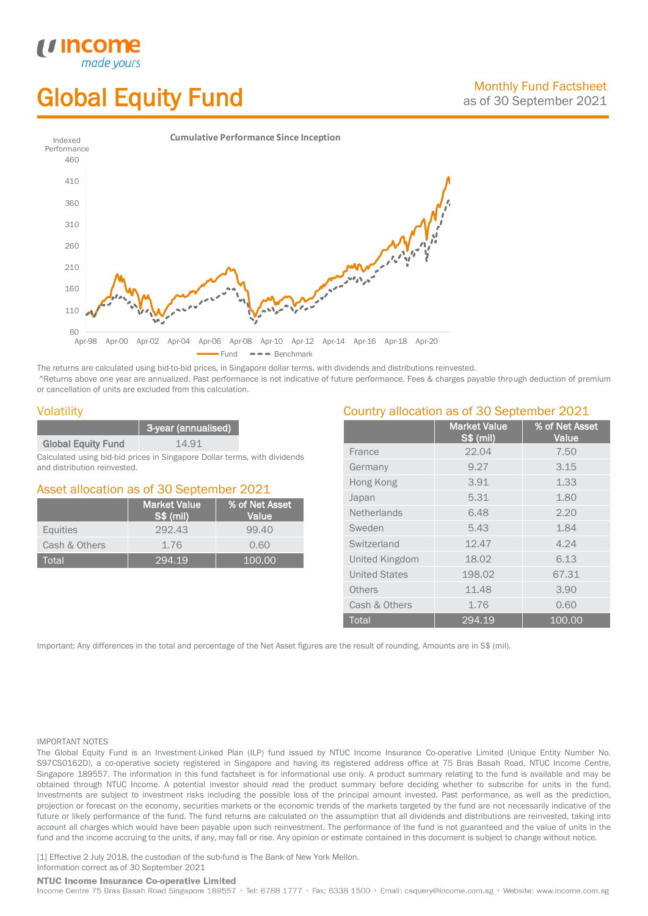# Global Equity Fund

Monthly Fund Factsheet
as of 30 September 2021

Cumulative Performance Since Inception

Indexed Performance

460
410
360
310
260
210
160
110
60

Apr-98 Apr-00 Apr-02 Apr-04 Apr-06 Apr-08 Apr-10 Apr-12 Apr-14 Apr-16 Apr-18 Apr-20

Fund — Benchmark

The returns are calculated using bid-to-bid prices, in Singapore dollar terms, with dividends and distributions reinvested.
^Returns above one year are annualized. Past performance is not indicative of future performance. Fees & charges payable through deduction of premium or cancellation of units are excluded from this calculation.

## Volatility

| | 3-year (annualised) |
|---|---|
| Global Equity Fund | 14.91 |

Calculated using bid-bid prices in Singapore Dollar terms, with dividends and distribution reinvested.

## Asset allocation as of 30 September 2021

| | Market Value S$ (mil) | % of Net Asset Value |
|---|---|---|
| Equities | 292.43 | 99.40 |
| Cash & Others | 1.76 | 0.60 |
| Total | 294.19 | 100.00 |

## Country allocation as of 30 September 2021

| | Market Value S$ (mil) | % of Net Asset Value |
|---|---|---|
| France | 22.04 | 7.50 |
| Germany | 9.27 | 3.15 |
| Hong Kong | 3.91 | 1.33 |
| Japan | 5.31 | 1.80 |
| Netherlands | 6.48 | 2.20 |
| Sweden | 5.43 | 1.84 |
| Switzerland | 12.47 | 4.24 |
| United Kingdom | 18.02 | 6.13 |
| United States | 198.02 | 67.31 |
| Others | 11.48 | 3.90 |
| Cash & Others | 1.76 | 0.60 |
| Total | 294.19 | 100.00 |

Important: Any differences in the total and percentage of the Net Asset figures are the result of rounding. Amounts are in S$ (mil).

IMPORTANT NOTES
The Global Equity Fund is an Investment-Linked Plan (ILP) fund issued by NTUC Income Insurance Co-operative Limited (Unique Entity Number No. S97CS0162D), a co-operative society registered in Singapore and having its registered address office at 75 Bras Basah Road, NTUC Income Centre, Singapore 189557. The information in this fund factsheet is for informational use only. A product summary relating to the fund is available and may be obtained through NTUC Income. A potential investor should read the product summary before deciding whether to subscribe for units in the fund. Investments are subject to investment risks including the possible loss of the principal amount invested. Past performance, as well as the prediction, projection or forecast on the economy, securities markets or the economic trends of the markets targeted by the fund are not necessarily indicative of the future or likely performance of the fund. The fund returns are calculated on the assumption that all dividends and distributions are reinvested, taking into account all charges which would have been payable upon such reinvestment. The performance of the fund is not guaranteed and the value of units in the fund and the income accruing to the units, if any, may fall or rise. Any opinion or estimate contained in this document is subject to change without notice.

[1] Effective 2 July 2018, the custodian of the sub-fund is The Bank of New York Mellon.
Information correct as of 30 September 2021

**NTUC Income Insurance Co-operative Limited**
Income Centre 75 Bras Basah Road Singapore 189557 · Tel: 6788 1777 · Fax: 6338 1500 · Email: csquery@income.com.sg · Website: www.income.com.sg